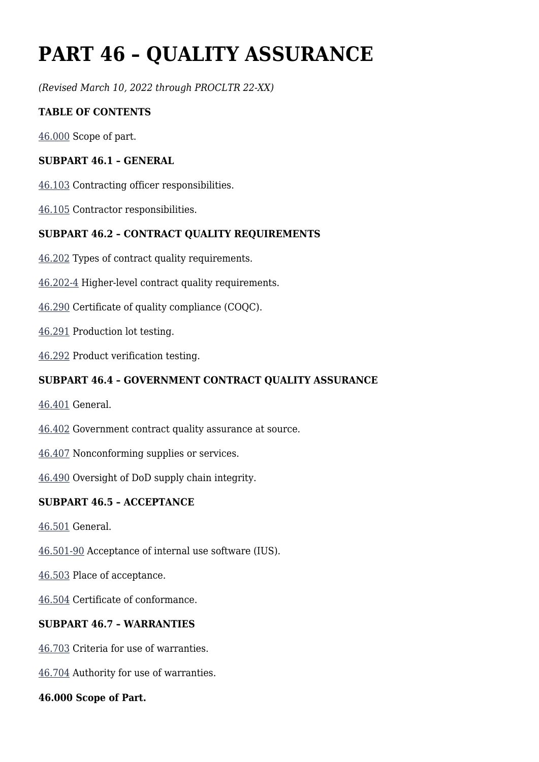# PART 46 – QUALITY ASSURANCE

*(Revised March 10, 2022 through PROCLTR 22-XX)*

**TABLE OF CONTENTS**

46.000 Scope of part.

**SUBPART 46.1 – GENERAL**

46.103 Contracting officer responsibilities.

46.105 Contractor responsibilities.

**SUBPART 46.2 – CONTRACT QUALITY REQUIREMENTS**

46.202 Types of contract quality requirements.

46.202-4 Higher-level contract quality requirements.

46.290 Certificate of quality compliance (COQC).

46.291 Production lot testing.

46.292 Product verification testing.

**SUBPART 46.4 – GOVERNMENT CONTRACT QUALITY ASSURANCE**

46.401 General.

46.402 Government contract quality assurance at source.

46.407 Nonconforming supplies or services.

46.490 Oversight of DoD supply chain integrity.

**SUBPART 46.5 – ACCEPTANCE**

46.501 General.

46.501-90 Acceptance of internal use software (IUS).

46.503 Place of acceptance.

46.504 Certificate of conformance.

**SUBPART 46.7 – WARRANTIES**

46.703 Criteria for use of warranties.

46.704 Authority for use of warranties.

**46.000 Scope of Part.**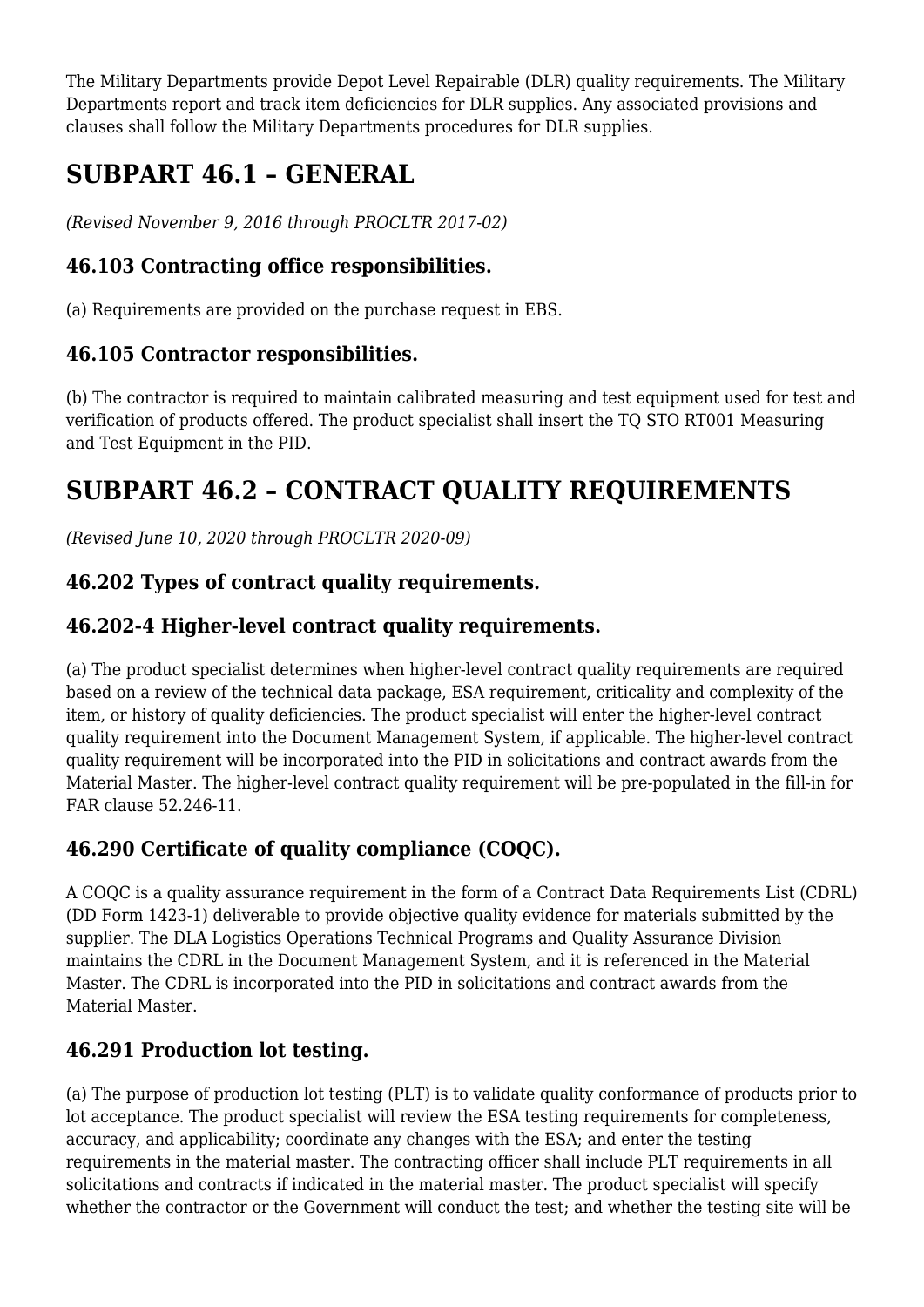The Military Departments provide Depot Level Repairable (DLR) quality requirements. The Military Departments report and track item deficiencies for DLR supplies. Any associated provisions and clauses shall follow the Military Departments procedures for DLR supplies.

# SUBPART 46.1 – GENERAL

*(Revised November 9, 2016 through PROCLTR 2017-02)*

## 46.103 Contracting office responsibilities.

(a) Requirements are provided on the purchase request in EBS.

## 46.105 Contractor responsibilities.

(b) The contractor is required to maintain calibrated measuring and test equipment used for test and verification of products offered. The product specialist shall insert the TQ STO RT001 Measuring and Test Equipment in the PID.

# SUBPART 46.2 – CONTRACT QUALITY REQUIREMENTS

*(Revised June 10, 2020 through PROCLTR 2020-09)*

## 46.202 Types of contract quality requirements.

## 46.202-4 Higher-level contract quality requirements.

(a) The product specialist determines when higher-level contract quality requirements are required based on a review of the technical data package, ESA requirement, criticality and complexity of the item, or history of quality deficiencies. The product specialist will enter the higher-level contract quality requirement into the Document Management System, if applicable. The higher-level contract quality requirement will be incorporated into the PID in solicitations and contract awards from the Material Master. The higher-level contract quality requirement will be pre-populated in the fill-in for FAR clause 52.246-11.

## 46.290 Certificate of quality compliance (COQC).

A COQC is a quality assurance requirement in the form of a Contract Data Requirements List (CDRL) (DD Form 1423-1) deliverable to provide objective quality evidence for materials submitted by the supplier. The DLA Logistics Operations Technical Programs and Quality Assurance Division maintains the CDRL in the Document Management System, and it is referenced in the Material Master. The CDRL is incorporated into the PID in solicitations and contract awards from the Material Master.

## 46.291 Production lot testing.

(a) The purpose of production lot testing (PLT) is to validate quality conformance of products prior to lot acceptance. The product specialist will review the ESA testing requirements for completeness, accuracy, and applicability; coordinate any changes with the ESA; and enter the testing requirements in the material master. The contracting officer shall include PLT requirements in all solicitations and contracts if indicated in the material master. The product specialist will specify whether the contractor or the Government will conduct the test; and whether the testing site will be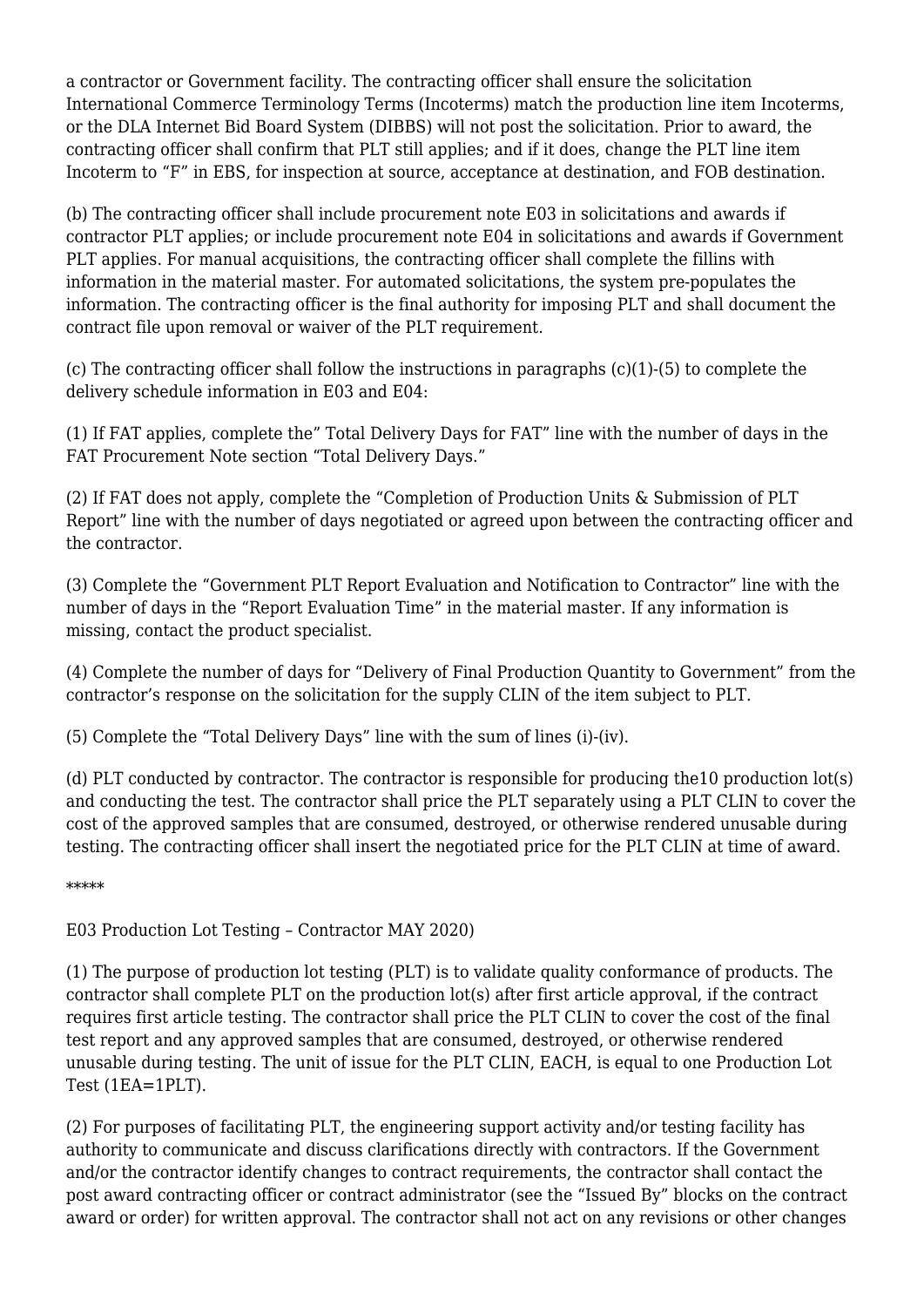a contractor or Government facility. The contracting officer shall ensure the solicitation International Commerce Terminology Terms (Incoterms) match the production line item Incoterms, or the DLA Internet Bid Board System (DIBBS) will not post the solicitation. Prior to award, the contracting officer shall confirm that PLT still applies; and if it does, change the PLT line item Incoterm to "F" in EBS, for inspection at source, acceptance at destination, and FOB destination.

(b) The contracting officer shall include procurement note E03 in solicitations and awards if contractor PLT applies; or include procurement note E04 in solicitations and awards if Government PLT applies. For manual acquisitions, the contracting officer shall complete the fillins with information in the material master. For automated solicitations, the system pre-populates the information. The contracting officer is the final authority for imposing PLT and shall document the contract file upon removal or waiver of the PLT requirement.

(c) The contracting officer shall follow the instructions in paragraphs (c)(1)-(5) to complete the delivery schedule information in E03 and E04:

(1) If FAT applies, complete the" Total Delivery Days for FAT" line with the number of days in the FAT Procurement Note section "Total Delivery Days."

(2) If FAT does not apply, complete the "Completion of Production Units & Submission of PLT Report" line with the number of days negotiated or agreed upon between the contracting officer and the contractor.

(3) Complete the "Government PLT Report Evaluation and Notification to Contractor" line with the number of days in the "Report Evaluation Time" in the material master. If any information is missing, contact the product specialist.

(4) Complete the number of days for "Delivery of Final Production Quantity to Government" from the contractor's response on the solicitation for the supply CLIN of the item subject to PLT.

(5) Complete the "Total Delivery Days" line with the sum of lines (i)-(iv).

(d) PLT conducted by contractor. The contractor is responsible for producing the10 production lot(s) and conducting the test. The contractor shall price the PLT separately using a PLT CLIN to cover the cost of the approved samples that are consumed, destroyed, or otherwise rendered unusable during testing. The contracting officer shall insert the negotiated price for the PLT CLIN at time of award.

*****

E03 Production Lot Testing – Contractor MAY 2020)

(1) The purpose of production lot testing (PLT) is to validate quality conformance of products. The contractor shall complete PLT on the production lot(s) after first article approval, if the contract requires first article testing. The contractor shall price the PLT CLIN to cover the cost of the final test report and any approved samples that are consumed, destroyed, or otherwise rendered unusable during testing. The unit of issue for the PLT CLIN, EACH, is equal to one Production Lot Test (1EA=1PLT).

(2) For purposes of facilitating PLT, the engineering support activity and/or testing facility has authority to communicate and discuss clarifications directly with contractors. If the Government and/or the contractor identify changes to contract requirements, the contractor shall contact the post award contracting officer or contract administrator (see the "Issued By" blocks on the contract award or order) for written approval. The contractor shall not act on any revisions or other changes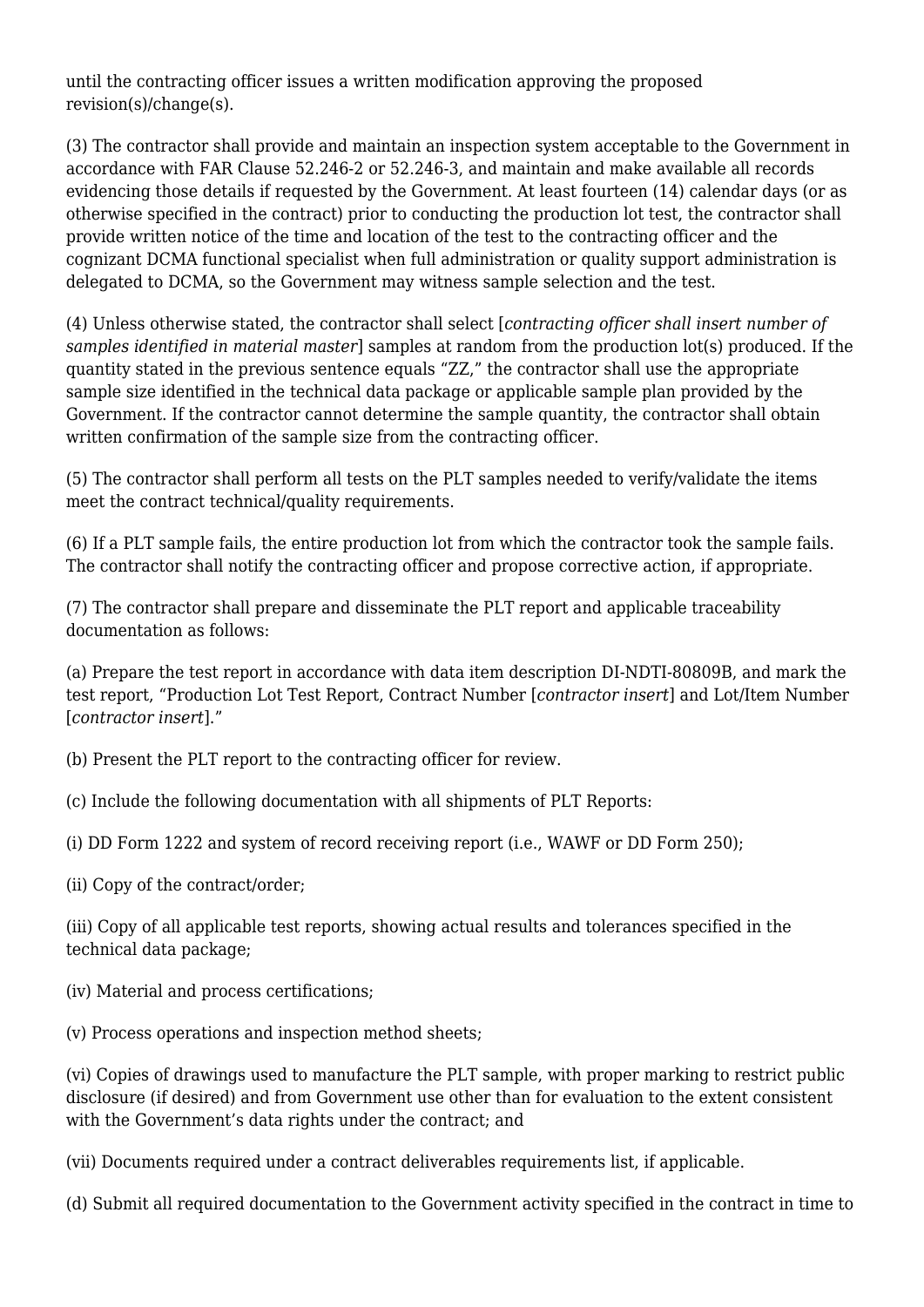until the contracting officer issues a written modification approving the proposed revision(s)/change(s).

(3) The contractor shall provide and maintain an inspection system acceptable to the Government in accordance with FAR Clause 52.246-2 or 52.246-3, and maintain and make available all records evidencing those details if requested by the Government. At least fourteen (14) calendar days (or as otherwise specified in the contract) prior to conducting the production lot test, the contractor shall provide written notice of the time and location of the test to the contracting officer and the cognizant DCMA functional specialist when full administration or quality support administration is delegated to DCMA, so the Government may witness sample selection and the test.

(4) Unless otherwise stated, the contractor shall select [*contracting officer shall insert number of samples identified in material master*] samples at random from the production lot(s) produced. If the quantity stated in the previous sentence equals "ZZ," the contractor shall use the appropriate sample size identified in the technical data package or applicable sample plan provided by the Government. If the contractor cannot determine the sample quantity, the contractor shall obtain written confirmation of the sample size from the contracting officer.

(5) The contractor shall perform all tests on the PLT samples needed to verify/validate the items meet the contract technical/quality requirements.

(6) If a PLT sample fails, the entire production lot from which the contractor took the sample fails. The contractor shall notify the contracting officer and propose corrective action, if appropriate.

(7) The contractor shall prepare and disseminate the PLT report and applicable traceability documentation as follows:

(a) Prepare the test report in accordance with data item description DI-NDTI-80809B, and mark the test report, "Production Lot Test Report, Contract Number [*contractor insert*] and Lot/Item Number [*contractor insert*]."

(b) Present the PLT report to the contracting officer for review.

(c) Include the following documentation with all shipments of PLT Reports:

(i) DD Form 1222 and system of record receiving report (i.e., WAWF or DD Form 250);

(ii) Copy of the contract/order;

(iii) Copy of all applicable test reports, showing actual results and tolerances specified in the technical data package;

(iv) Material and process certifications;

(v) Process operations and inspection method sheets;

(vi) Copies of drawings used to manufacture the PLT sample, with proper marking to restrict public disclosure (if desired) and from Government use other than for evaluation to the extent consistent with the Government's data rights under the contract; and

(vii) Documents required under a contract deliverables requirements list, if applicable.

(d) Submit all required documentation to the Government activity specified in the contract in time to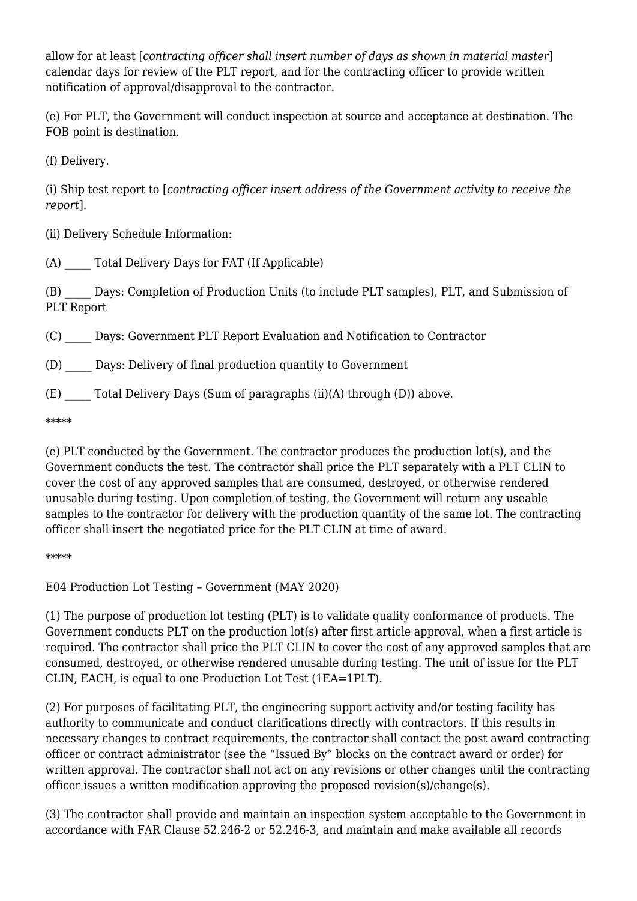allow for at least [*contracting officer shall insert number of days as shown in material master*] calendar days for review of the PLT report, and for the contracting officer to provide written notification of approval/disapproval to the contractor.

(e) For PLT, the Government will conduct inspection at source and acceptance at destination. The FOB point is destination.

(f) Delivery.

(i) Ship test report to [*contracting officer insert address of the Government activity to receive the report*].

(ii) Delivery Schedule Information:

(A) _____ Total Delivery Days for FAT (If Applicable)

(B) _____ Days: Completion of Production Units (to include PLT samples), PLT, and Submission of PLT Report

(C) _____ Days: Government PLT Report Evaluation and Notification to Contractor

(D) _____ Days: Delivery of final production quantity to Government

(E) _____ Total Delivery Days (Sum of paragraphs (ii)(A) through (D)) above.

*****

(e) PLT conducted by the Government. The contractor produces the production lot(s), and the Government conducts the test. The contractor shall price the PLT separately with a PLT CLIN to cover the cost of any approved samples that are consumed, destroyed, or otherwise rendered unusable during testing. Upon completion of testing, the Government will return any useable samples to the contractor for delivery with the production quantity of the same lot. The contracting officer shall insert the negotiated price for the PLT CLIN at time of award.

*****

E04 Production Lot Testing – Government (MAY 2020)

(1) The purpose of production lot testing (PLT) is to validate quality conformance of products. The Government conducts PLT on the production lot(s) after first article approval, when a first article is required. The contractor shall price the PLT CLIN to cover the cost of any approved samples that are consumed, destroyed, or otherwise rendered unusable during testing. The unit of issue for the PLT CLIN, EACH, is equal to one Production Lot Test (1EA=1PLT).

(2) For purposes of facilitating PLT, the engineering support activity and/or testing facility has authority to communicate and conduct clarifications directly with contractors. If this results in necessary changes to contract requirements, the contractor shall contact the post award contracting officer or contract administrator (see the "Issued By" blocks on the contract award or order) for written approval. The contractor shall not act on any revisions or other changes until the contracting officer issues a written modification approving the proposed revision(s)/change(s).

(3) The contractor shall provide and maintain an inspection system acceptable to the Government in accordance with FAR Clause 52.246-2 or 52.246-3, and maintain and make available all records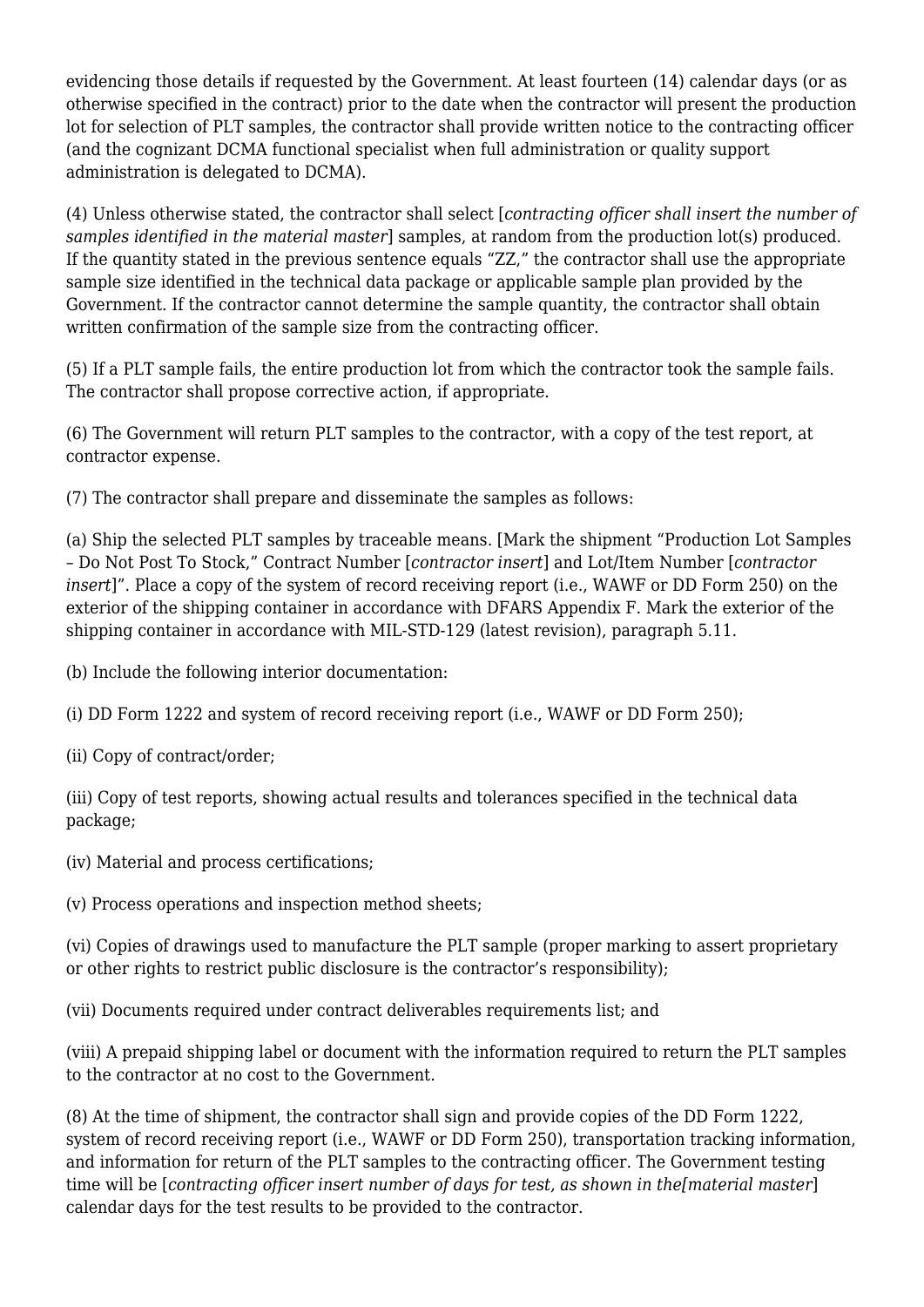evidencing those details if requested by the Government. At least fourteen (14) calendar days (or as otherwise specified in the contract) prior to the date when the contractor will present the production lot for selection of PLT samples, the contractor shall provide written notice to the contracting officer (and the cognizant DCMA functional specialist when full administration or quality support administration is delegated to DCMA).

(4) Unless otherwise stated, the contractor shall select [*contracting officer shall insert the number of samples identified in the material master*] samples, at random from the production lot(s) produced. If the quantity stated in the previous sentence equals "ZZ," the contractor shall use the appropriate sample size identified in the technical data package or applicable sample plan provided by the Government. If the contractor cannot determine the sample quantity, the contractor shall obtain written confirmation of the sample size from the contracting officer.

(5) If a PLT sample fails, the entire production lot from which the contractor took the sample fails. The contractor shall propose corrective action, if appropriate.

(6) The Government will return PLT samples to the contractor, with a copy of the test report, at contractor expense.

(7) The contractor shall prepare and disseminate the samples as follows:

(a) Ship the selected PLT samples by traceable means. [Mark the shipment "Production Lot Samples – Do Not Post To Stock," Contract Number [*contractor insert*] and Lot/Item Number [*contractor insert*]". Place a copy of the system of record receiving report (i.e., WAWF or DD Form 250) on the exterior of the shipping container in accordance with DFARS Appendix F. Mark the exterior of the shipping container in accordance with MIL-STD-129 (latest revision), paragraph 5.11.

(b) Include the following interior documentation:

(i) DD Form 1222 and system of record receiving report (i.e., WAWF or DD Form 250);

(ii) Copy of contract/order;

(iii) Copy of test reports, showing actual results and tolerances specified in the technical data package;

(iv) Material and process certifications;

(v) Process operations and inspection method sheets;

(vi) Copies of drawings used to manufacture the PLT sample (proper marking to assert proprietary or other rights to restrict public disclosure is the contractor's responsibility);

(vii) Documents required under contract deliverables requirements list; and

(viii) A prepaid shipping label or document with the information required to return the PLT samples to the contractor at no cost to the Government.

(8) At the time of shipment, the contractor shall sign and provide copies of the DD Form 1222, system of record receiving report (i.e., WAWF or DD Form 250), transportation tracking information, and information for return of the PLT samples to the contracting officer. The Government testing time will be [*contracting officer insert number of days for test, as shown in the[material master*] calendar days for the test results to be provided to the contractor.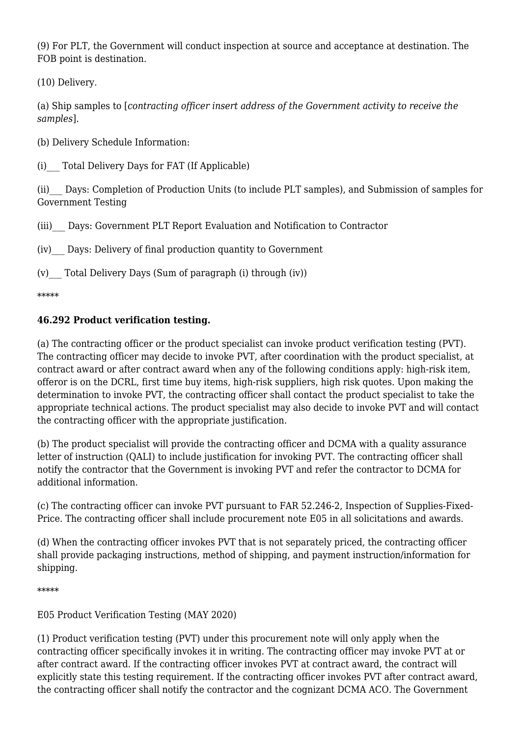(9) For PLT, the Government will conduct inspection at source and acceptance at destination. The FOB point is destination.

(10) Delivery.

(a) Ship samples to [*contracting officer insert address of the Government activity to receive the samples*].

(b) Delivery Schedule Information:

(i)___ Total Delivery Days for FAT (If Applicable)

(ii)___ Days: Completion of Production Units (to include PLT samples), and Submission of samples for Government Testing

(iii)___ Days: Government PLT Report Evaluation and Notification to Contractor

(iv)___ Days: Delivery of final production quantity to Government

(v)___ Total Delivery Days (Sum of paragraph (i) through (iv))

*****

**46.292 Product verification testing.**

(a) The contracting officer or the product specialist can invoke product verification testing (PVT). The contracting officer may decide to invoke PVT, after coordination with the product specialist, at contract award or after contract award when any of the following conditions apply: high-risk item, offeror is on the DCRL, first time buy items, high-risk suppliers, high risk quotes. Upon making the determination to invoke PVT, the contracting officer shall contact the product specialist to take the appropriate technical actions. The product specialist may also decide to invoke PVT and will contact the contracting officer with the appropriate justification.

(b) The product specialist will provide the contracting officer and DCMA with a quality assurance letter of instruction (QALI) to include justification for invoking PVT. The contracting officer shall notify the contractor that the Government is invoking PVT and refer the contractor to DCMA for additional information.

(c) The contracting officer can invoke PVT pursuant to FAR 52.246-2, Inspection of Supplies-Fixed-Price. The contracting officer shall include procurement note E05 in all solicitations and awards.

(d) When the contracting officer invokes PVT that is not separately priced, the contracting officer shall provide packaging instructions, method of shipping, and payment instruction/information for shipping.

*****

E05 Product Verification Testing (MAY 2020)

(1) Product verification testing (PVT) under this procurement note will only apply when the contracting officer specifically invokes it in writing. The contracting officer may invoke PVT at or after contract award. If the contracting officer invokes PVT at contract award, the contract will explicitly state this testing requirement. If the contracting officer invokes PVT after contract award, the contracting officer shall notify the contractor and the cognizant DCMA ACO. The Government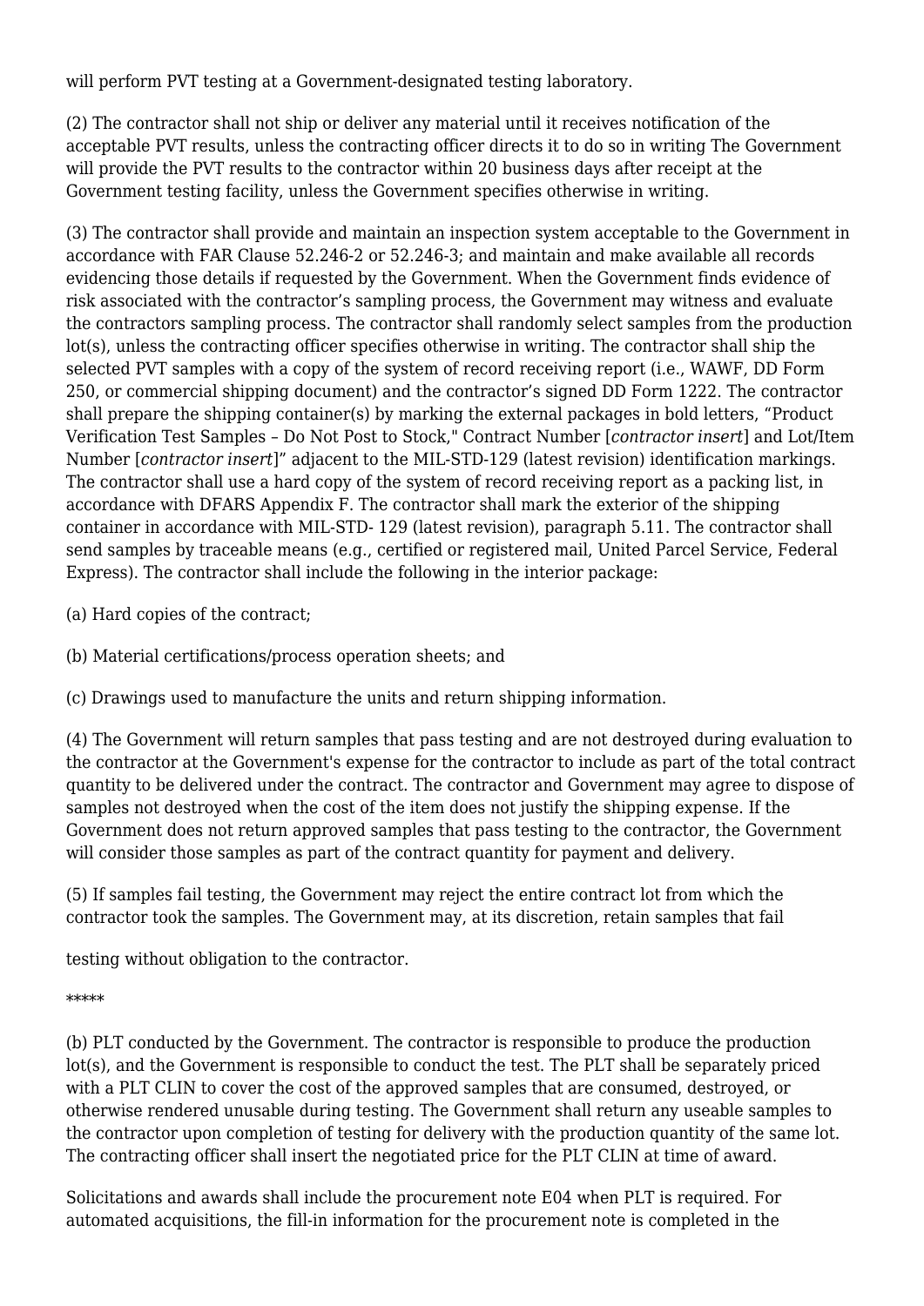will perform PVT testing at a Government-designated testing laboratory.

(2) The contractor shall not ship or deliver any material until it receives notification of the acceptable PVT results, unless the contracting officer directs it to do so in writing The Government will provide the PVT results to the contractor within 20 business days after receipt at the Government testing facility, unless the Government specifies otherwise in writing.

(3) The contractor shall provide and maintain an inspection system acceptable to the Government in accordance with FAR Clause 52.246-2 or 52.246-3; and maintain and make available all records evidencing those details if requested by the Government. When the Government finds evidence of risk associated with the contractor's sampling process, the Government may witness and evaluate the contractors sampling process. The contractor shall randomly select samples from the production lot(s), unless the contracting officer specifies otherwise in writing. The contractor shall ship the selected PVT samples with a copy of the system of record receiving report (i.e., WAWF, DD Form 250, or commercial shipping document) and the contractor's signed DD Form 1222. The contractor shall prepare the shipping container(s) by marking the external packages in bold letters, "Product Verification Test Samples – Do Not Post to Stock," Contract Number [*contractor insert*] and Lot/Item Number [*contractor insert*]" adjacent to the MIL-STD-129 (latest revision) identification markings. The contractor shall use a hard copy of the system of record receiving report as a packing list, in accordance with DFARS Appendix F. The contractor shall mark the exterior of the shipping container in accordance with MIL-STD- 129 (latest revision), paragraph 5.11. The contractor shall send samples by traceable means (e.g., certified or registered mail, United Parcel Service, Federal Express). The contractor shall include the following in the interior package:

(a) Hard copies of the contract;

(b) Material certifications/process operation sheets; and

(c) Drawings used to manufacture the units and return shipping information.

(4) The Government will return samples that pass testing and are not destroyed during evaluation to the contractor at the Government's expense for the contractor to include as part of the total contract quantity to be delivered under the contract. The contractor and Government may agree to dispose of samples not destroyed when the cost of the item does not justify the shipping expense. If the Government does not return approved samples that pass testing to the contractor, the Government will consider those samples as part of the contract quantity for payment and delivery.

(5) If samples fail testing, the Government may reject the entire contract lot from which the contractor took the samples. The Government may, at its discretion, retain samples that fail

testing without obligation to the contractor.

*****

(b) PLT conducted by the Government. The contractor is responsible to produce the production lot(s), and the Government is responsible to conduct the test. The PLT shall be separately priced with a PLT CLIN to cover the cost of the approved samples that are consumed, destroyed, or otherwise rendered unusable during testing. The Government shall return any useable samples to the contractor upon completion of testing for delivery with the production quantity of the same lot. The contracting officer shall insert the negotiated price for the PLT CLIN at time of award.

Solicitations and awards shall include the procurement note E04 when PLT is required. For automated acquisitions, the fill-in information for the procurement note is completed in the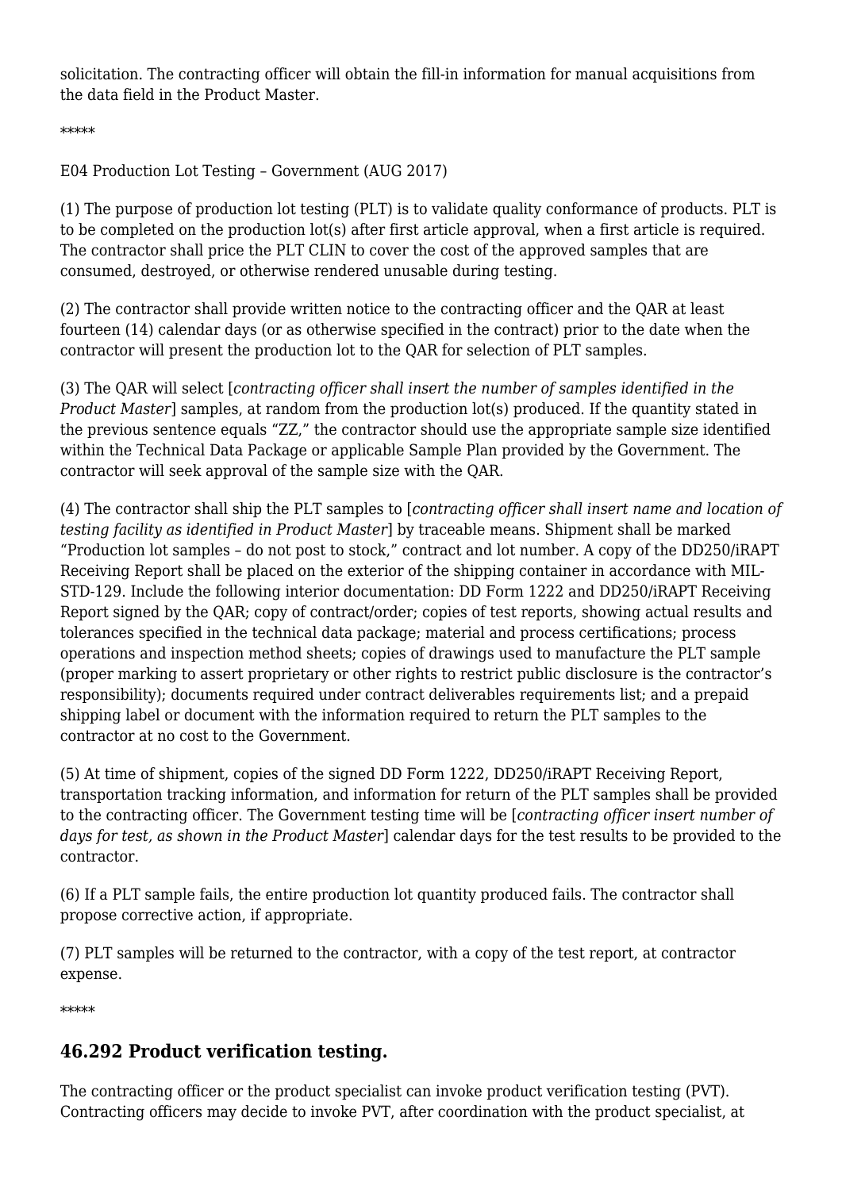solicitation. The contracting officer will obtain the fill-in information for manual acquisitions from the data field in the Product Master.

*****

E04 Production Lot Testing – Government (AUG 2017)

(1) The purpose of production lot testing (PLT) is to validate quality conformance of products. PLT is to be completed on the production lot(s) after first article approval, when a first article is required. The contractor shall price the PLT CLIN to cover the cost of the approved samples that are consumed, destroyed, or otherwise rendered unusable during testing.

(2) The contractor shall provide written notice to the contracting officer and the QAR at least fourteen (14) calendar days (or as otherwise specified in the contract) prior to the date when the contractor will present the production lot to the QAR for selection of PLT samples.

(3) The QAR will select [*contracting officer shall insert the number of samples identified in the Product Master*] samples, at random from the production lot(s) produced. If the quantity stated in the previous sentence equals "ZZ," the contractor should use the appropriate sample size identified within the Technical Data Package or applicable Sample Plan provided by the Government. The contractor will seek approval of the sample size with the QAR.

(4) The contractor shall ship the PLT samples to [*contracting officer shall insert name and location of testing facility as identified in Product Master*] by traceable means. Shipment shall be marked "Production lot samples – do not post to stock," contract and lot number. A copy of the DD250/iRAPT Receiving Report shall be placed on the exterior of the shipping container in accordance with MIL-STD-129. Include the following interior documentation: DD Form 1222 and DD250/iRAPT Receiving Report signed by the QAR; copy of contract/order; copies of test reports, showing actual results and tolerances specified in the technical data package; material and process certifications; process operations and inspection method sheets; copies of drawings used to manufacture the PLT sample (proper marking to assert proprietary or other rights to restrict public disclosure is the contractor's responsibility); documents required under contract deliverables requirements list; and a prepaid shipping label or document with the information required to return the PLT samples to the contractor at no cost to the Government.

(5) At time of shipment, copies of the signed DD Form 1222, DD250/iRAPT Receiving Report, transportation tracking information, and information for return of the PLT samples shall be provided to the contracting officer. The Government testing time will be [*contracting officer insert number of days for test, as shown in the Product Master*] calendar days for the test results to be provided to the contractor.

(6) If a PLT sample fails, the entire production lot quantity produced fails. The contractor shall propose corrective action, if appropriate.

(7) PLT samples will be returned to the contractor, with a copy of the test report, at contractor expense.

*****

## 46.292 Product verification testing.

The contracting officer or the product specialist can invoke product verification testing (PVT). Contracting officers may decide to invoke PVT, after coordination with the product specialist, at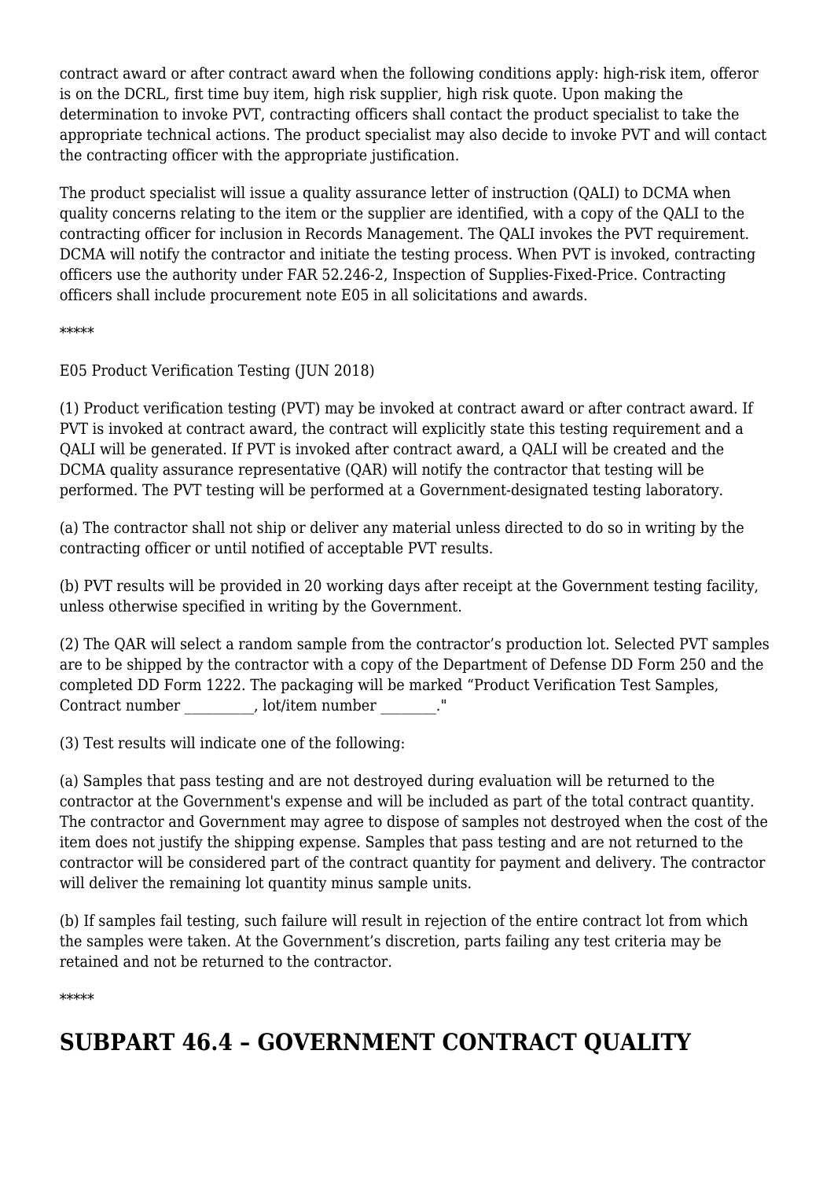contract award or after contract award when the following conditions apply: high-risk item, offeror is on the DCRL, first time buy item, high risk supplier, high risk quote. Upon making the determination to invoke PVT, contracting officers shall contact the product specialist to take the appropriate technical actions. The product specialist may also decide to invoke PVT and will contact the contracting officer with the appropriate justification.

The product specialist will issue a quality assurance letter of instruction (QALI) to DCMA when quality concerns relating to the item or the supplier are identified, with a copy of the QALI to the contracting officer for inclusion in Records Management. The QALI invokes the PVT requirement. DCMA will notify the contractor and initiate the testing process. When PVT is invoked, contracting officers use the authority under FAR 52.246-2, Inspection of Supplies-Fixed-Price. Contracting officers shall include procurement note E05 in all solicitations and awards.

*****

E05 Product Verification Testing (JUN 2018)

(1) Product verification testing (PVT) may be invoked at contract award or after contract award. If PVT is invoked at contract award, the contract will explicitly state this testing requirement and a QALI will be generated. If PVT is invoked after contract award, a QALI will be created and the DCMA quality assurance representative (QAR) will notify the contractor that testing will be performed. The PVT testing will be performed at a Government-designated testing laboratory.

(a) The contractor shall not ship or deliver any material unless directed to do so in writing by the contracting officer or until notified of acceptable PVT results.

(b) PVT results will be provided in 20 working days after receipt at the Government testing facility, unless otherwise specified in writing by the Government.

(2) The QAR will select a random sample from the contractor's production lot. Selected PVT samples are to be shipped by the contractor with a copy of the Department of Defense DD Form 250 and the completed DD Form 1222. The packaging will be marked "Product Verification Test Samples, Contract number __________, lot/item number ________."

(3) Test results will indicate one of the following:

(a) Samples that pass testing and are not destroyed during evaluation will be returned to the contractor at the Government's expense and will be included as part of the total contract quantity. The contractor and Government may agree to dispose of samples not destroyed when the cost of the item does not justify the shipping expense. Samples that pass testing and are not returned to the contractor will be considered part of the contract quantity for payment and delivery. The contractor will deliver the remaining lot quantity minus sample units.

(b) If samples fail testing, such failure will result in rejection of the entire contract lot from which the samples were taken. At the Government's discretion, parts failing any test criteria may be retained and not be returned to the contractor.

*****

# SUBPART 46.4 – GOVERNMENT CONTRACT QUALITY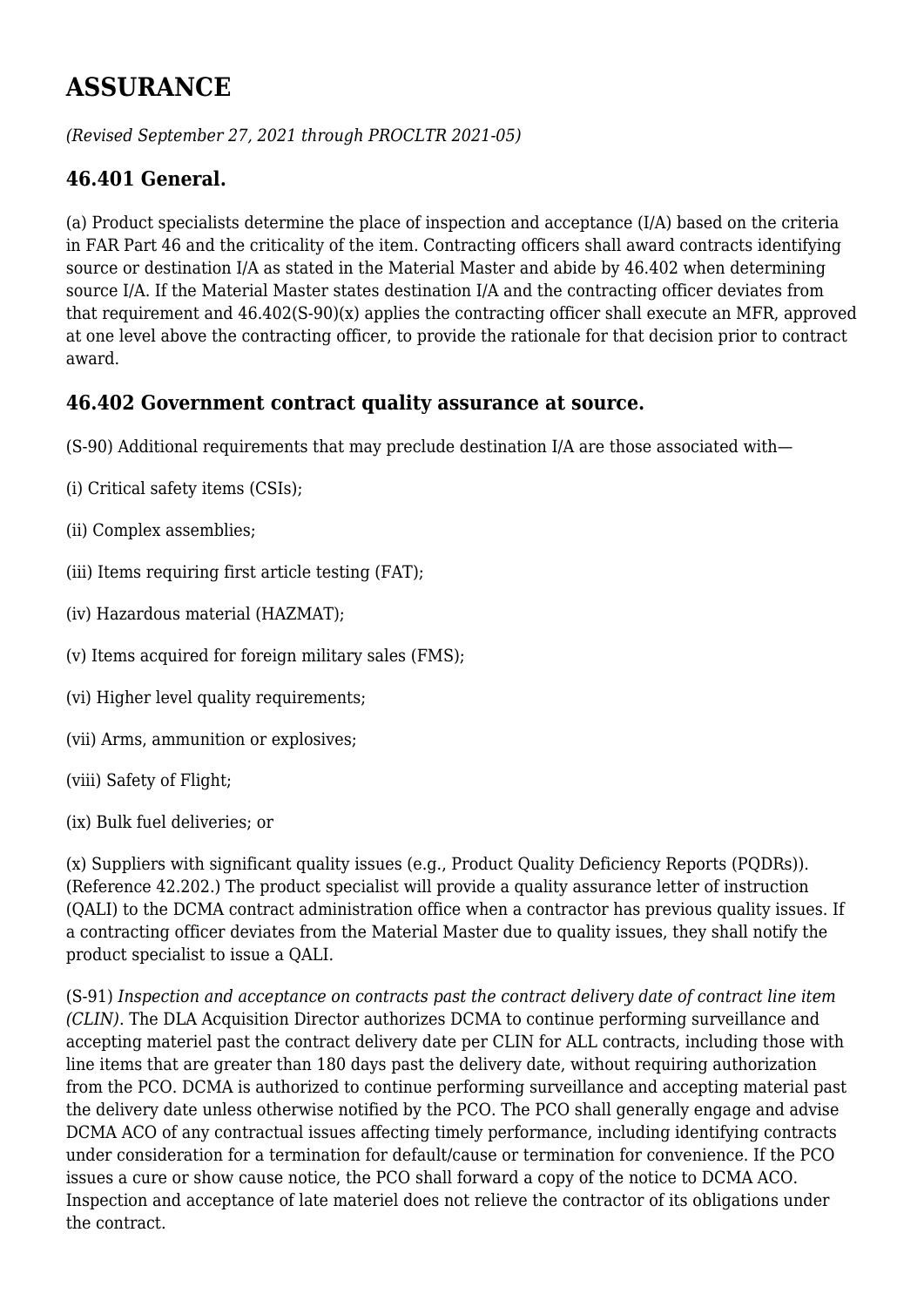# ASSURANCE

*(Revised September 27, 2021 through PROCLTR 2021-05)*

## 46.401 General.

(a) Product specialists determine the place of inspection and acceptance (I/A) based on the criteria in FAR Part 46 and the criticality of the item. Contracting officers shall award contracts identifying source or destination I/A as stated in the Material Master and abide by 46.402 when determining source I/A. If the Material Master states destination I/A and the contracting officer deviates from that requirement and 46.402(S-90)(x) applies the contracting officer shall execute an MFR, approved at one level above the contracting officer, to provide the rationale for that decision prior to contract award.

## 46.402 Government contract quality assurance at source.

(S-90) Additional requirements that may preclude destination I/A are those associated with—

(i) Critical safety items (CSIs);

(ii) Complex assemblies;

(iii) Items requiring first article testing (FAT);

(iv) Hazardous material (HAZMAT);

(v) Items acquired for foreign military sales (FMS);

(vi) Higher level quality requirements;

(vii) Arms, ammunition or explosives;

(viii) Safety of Flight;

(ix) Bulk fuel deliveries; or

(x) Suppliers with significant quality issues (e.g., Product Quality Deficiency Reports (PQDRs)). (Reference 42.202.) The product specialist will provide a quality assurance letter of instruction (QALI) to the DCMA contract administration office when a contractor has previous quality issues. If a contracting officer deviates from the Material Master due to quality issues, they shall notify the product specialist to issue a QALI.

(S-91) *Inspection and acceptance on contracts past the contract delivery date of contract line item (CLIN).* The DLA Acquisition Director authorizes DCMA to continue performing surveillance and accepting materiel past the contract delivery date per CLIN for ALL contracts, including those with line items that are greater than 180 days past the delivery date, without requiring authorization from the PCO. DCMA is authorized to continue performing surveillance and accepting material past the delivery date unless otherwise notified by the PCO. The PCO shall generally engage and advise DCMA ACO of any contractual issues affecting timely performance, including identifying contracts under consideration for a termination for default/cause or termination for convenience. If the PCO issues a cure or show cause notice, the PCO shall forward a copy of the notice to DCMA ACO. Inspection and acceptance of late materiel does not relieve the contractor of its obligations under the contract.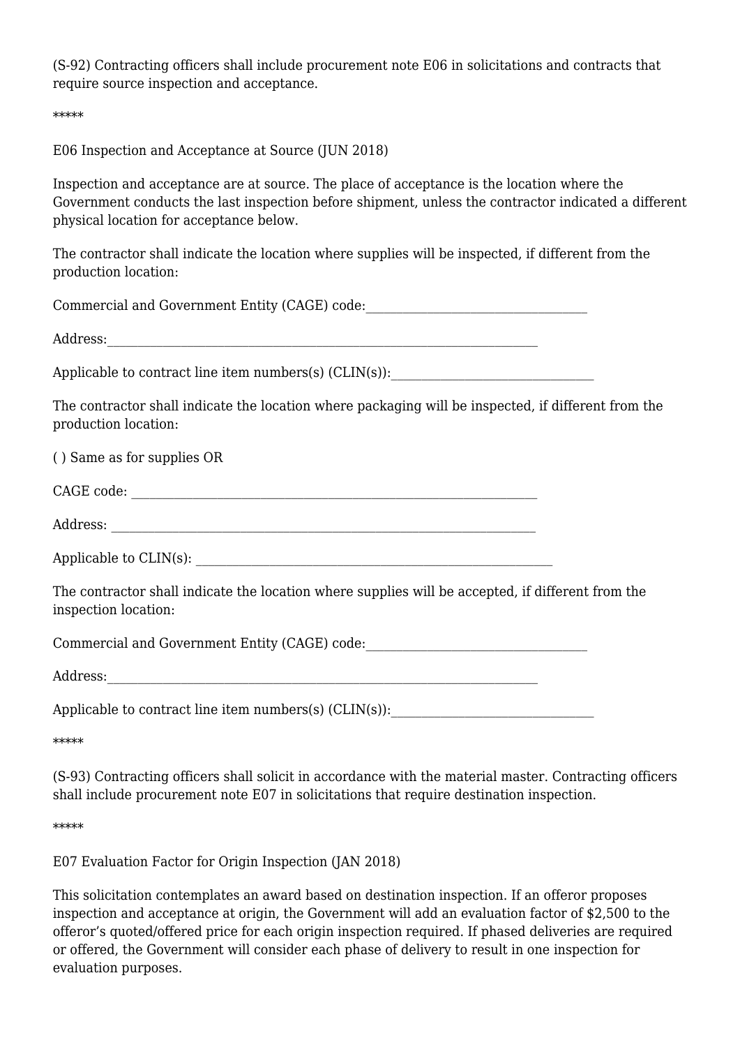(S-92) Contracting officers shall include procurement note E06 in solicitations and contracts that require source inspection and acceptance.

*****

E06 Inspection and Acceptance at Source (JUN 2018)

Inspection and acceptance are at source. The place of acceptance is the location where the Government conducts the last inspection before shipment, unless the contractor indicated a different physical location for acceptance below.

The contractor shall indicate the location where supplies will be inspected, if different from the production location:

Commercial and Government Entity (CAGE) code:___________________________________

Address:____________________________________________________________________

Applicable to contract line item numbers(s) (CLIN(s)):________________________________

The contractor shall indicate the location where packaging will be inspected, if different from the production location:

( ) Same as for supplies OR

CAGE code: _________________________________________________________________

Address: ___________________________________________________________________

Applicable to CLIN(s): ________________________________________________________

The contractor shall indicate the location where supplies will be accepted, if different from the inspection location:

Commercial and Government Entity (CAGE) code:___________________________________

Address:____________________________________________________________________

Applicable to contract line item numbers(s) (CLIN(s)):________________________________

*****

(S-93) Contracting officers shall solicit in accordance with the material master. Contracting officers shall include procurement note E07 in solicitations that require destination inspection.

*****

E07 Evaluation Factor for Origin Inspection (JAN 2018)

This solicitation contemplates an award based on destination inspection. If an offeror proposes inspection and acceptance at origin, the Government will add an evaluation factor of $2,500 to the offeror's quoted/offered price for each origin inspection required. If phased deliveries are required or offered, the Government will consider each phase of delivery to result in one inspection for evaluation purposes.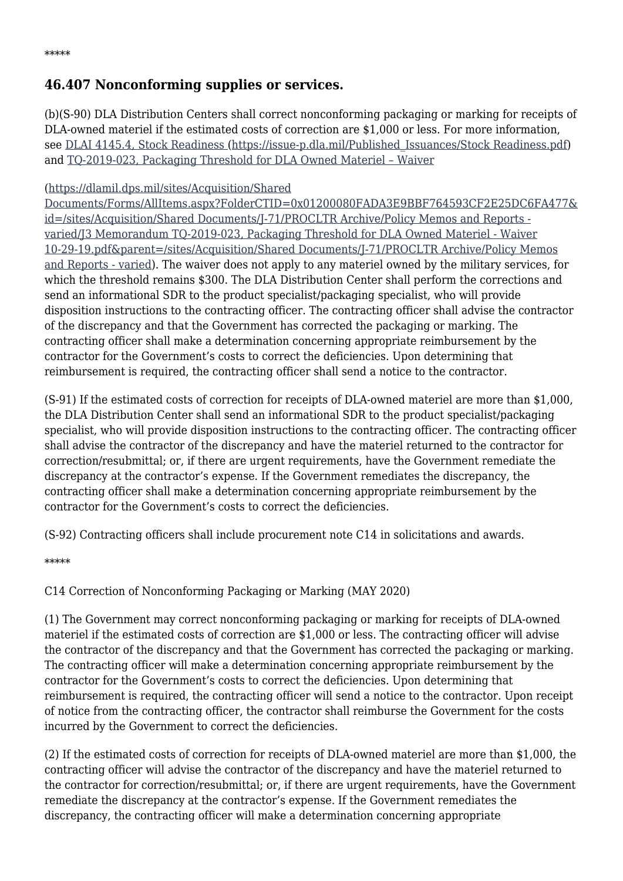\*\*\*\*\*

## 46.407 Nonconforming supplies or services.

(b)(S-90) DLA Distribution Centers shall correct nonconforming packaging or marking for receipts of DLA-owned materiel if the estimated costs of correction are $1,000 or less. For more information, see [DLAI 4145.4, Stock Readiness (https://issue-p.dla.mil/Published_Issuances/Stock Readiness.pdf)](https://issue-p.dla.mil/Published_Issuances/Stock Readiness.pdf) and [TQ-2019-023, Packaging Threshold for DLA Owned Materiel – Waiver](https://dlamil.dps.mil/sites/Acquisition/Shared Documents/Forms/AllItems.aspx?FolderCTID=0x01200080FADA3E9BBF764593CF2E25DC6FA477&id=/sites/Acquisition/Shared Documents/J-71/PROCLTR Archive/Policy Memos and Reports - varied/J3 Memorandum TQ-2019-023, Packaging Threshold for DLA Owned Materiel - Waiver 10-29-19.pdf&parent=/sites/Acquisition/Shared Documents/J-71/PROCLTR Archive/Policy Memos and Reports - varied)

(https://dlamil.dps.mil/sites/Acquisition/Shared Documents/Forms/AllItems.aspx?FolderCTID=0x01200080FADA3E9BBF764593CF2E25DC6FA477&id=/sites/Acquisition/Shared Documents/J-71/PROCLTR Archive/Policy Memos and Reports - varied/J3 Memorandum TQ-2019-023, Packaging Threshold for DLA Owned Materiel - Waiver 10-29-19.pdf&parent=/sites/Acquisition/Shared Documents/J-71/PROCLTR Archive/Policy Memos and Reports - varied). The waiver does not apply to any materiel owned by the military services, for which the threshold remains $300. The DLA Distribution Center shall perform the corrections and send an informational SDR to the product specialist/packaging specialist, who will provide disposition instructions to the contracting officer. The contracting officer shall advise the contractor of the discrepancy and that the Government has corrected the packaging or marking. The contracting officer shall make a determination concerning appropriate reimbursement by the contractor for the Government's costs to correct the deficiencies. Upon determining that reimbursement is required, the contracting officer shall send a notice to the contractor.

(S-91) If the estimated costs of correction for receipts of DLA-owned materiel are more than $1,000, the DLA Distribution Center shall send an informational SDR to the product specialist/packaging specialist, who will provide disposition instructions to the contracting officer. The contracting officer shall advise the contractor of the discrepancy and have the materiel returned to the contractor for correction/resubmittal; or, if there are urgent requirements, have the Government remediate the discrepancy at the contractor's expense. If the Government remediates the discrepancy, the contracting officer shall make a determination concerning appropriate reimbursement by the contractor for the Government's costs to correct the deficiencies.

(S-92) Contracting officers shall include procurement note C14 in solicitations and awards.

\*\*\*\*\*

C14 Correction of Nonconforming Packaging or Marking (MAY 2020)

(1) The Government may correct nonconforming packaging or marking for receipts of DLA-owned materiel if the estimated costs of correction are $1,000 or less. The contracting officer will advise the contractor of the discrepancy and that the Government has corrected the packaging or marking. The contracting officer will make a determination concerning appropriate reimbursement by the contractor for the Government's costs to correct the deficiencies. Upon determining that reimbursement is required, the contracting officer will send a notice to the contractor. Upon receipt of notice from the contracting officer, the contractor shall reimburse the Government for the costs incurred by the Government to correct the deficiencies.

(2) If the estimated costs of correction for receipts of DLA-owned materiel are more than $1,000, the contracting officer will advise the contractor of the discrepancy and have the materiel returned to the contractor for correction/resubmittal; or, if there are urgent requirements, have the Government remediate the discrepancy at the contractor's expense. If the Government remediates the discrepancy, the contracting officer will make a determination concerning appropriate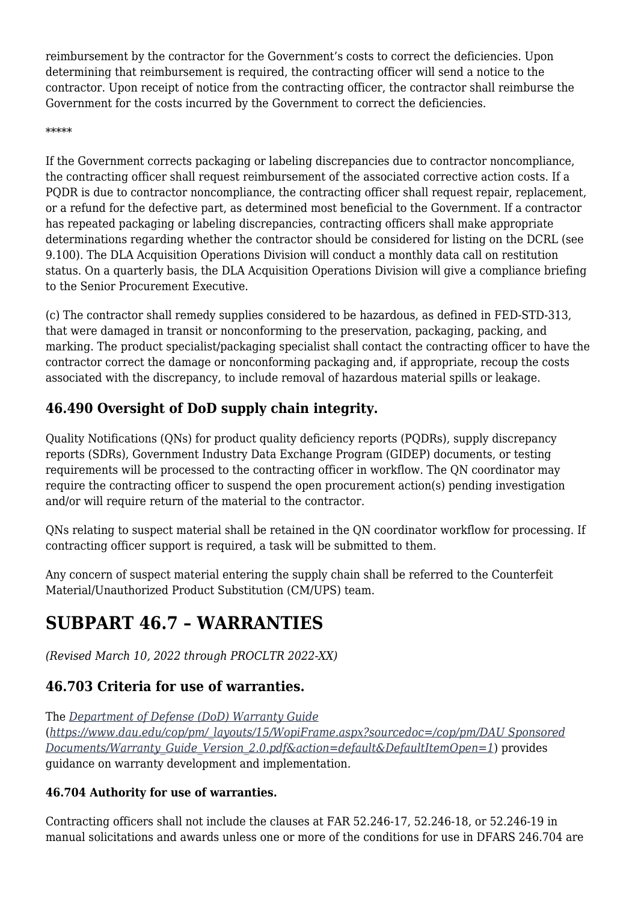reimbursement by the contractor for the Government's costs to correct the deficiencies. Upon determining that reimbursement is required, the contracting officer will send a notice to the contractor. Upon receipt of notice from the contracting officer, the contractor shall reimburse the Government for the costs incurred by the Government to correct the deficiencies.

*****

If the Government corrects packaging or labeling discrepancies due to contractor noncompliance, the contracting officer shall request reimbursement of the associated corrective action costs. If a PQDR is due to contractor noncompliance, the contracting officer shall request repair, replacement, or a refund for the defective part, as determined most beneficial to the Government. If a contractor has repeated packaging or labeling discrepancies, contracting officers shall make appropriate determinations regarding whether the contractor should be considered for listing on the DCRL (see 9.100). The DLA Acquisition Operations Division will conduct a monthly data call on restitution status. On a quarterly basis, the DLA Acquisition Operations Division will give a compliance briefing to the Senior Procurement Executive.

(c) The contractor shall remedy supplies considered to be hazardous, as defined in FED-STD-313, that were damaged in transit or nonconforming to the preservation, packaging, packing, and marking. The product specialist/packaging specialist shall contact the contracting officer to have the contractor correct the damage or nonconforming packaging and, if appropriate, recoup the costs associated with the discrepancy, to include removal of hazardous material spills or leakage.

### 46.490 Oversight of DoD supply chain integrity.

Quality Notifications (QNs) for product quality deficiency reports (PQDRs), supply discrepancy reports (SDRs), Government Industry Data Exchange Program (GIDEP) documents, or testing requirements will be processed to the contracting officer in workflow. The QN coordinator may require the contracting officer to suspend the open procurement action(s) pending investigation and/or will require return of the material to the contractor.

QNs relating to suspect material shall be retained in the QN coordinator workflow for processing. If contracting officer support is required, a task will be submitted to them.

Any concern of suspect material entering the supply chain shall be referred to the Counterfeit Material/Unauthorized Product Substitution (CM/UPS) team.

## SUBPART 46.7 – WARRANTIES

*(Revised March 10, 2022 through PROCLTR 2022-XX)*

### 46.703 Criteria for use of warranties.

The *[Department of Defense (DoD) Warranty Guide](https://www.dau.edu/cop/pm/_layouts/15/WopiFrame.aspx?sourcedoc=/cop/pm/DAU Sponsored Documents/Warranty_Guide_Version_2.0.pdf&action=default&DefaultItemOpen=1)* (*https://www.dau.edu/cop/pm/_layouts/15/WopiFrame.aspx?sourcedoc=/cop/pm/DAU Sponsored Documents/Warranty_Guide_Version_2.0.pdf&action=default&DefaultItemOpen=1*) provides guidance on warranty development and implementation.

#### 46.704 Authority for use of warranties.

Contracting officers shall not include the clauses at FAR 52.246-17, 52.246-18, or 52.246-19 in manual solicitations and awards unless one or more of the conditions for use in DFARS 246.704 are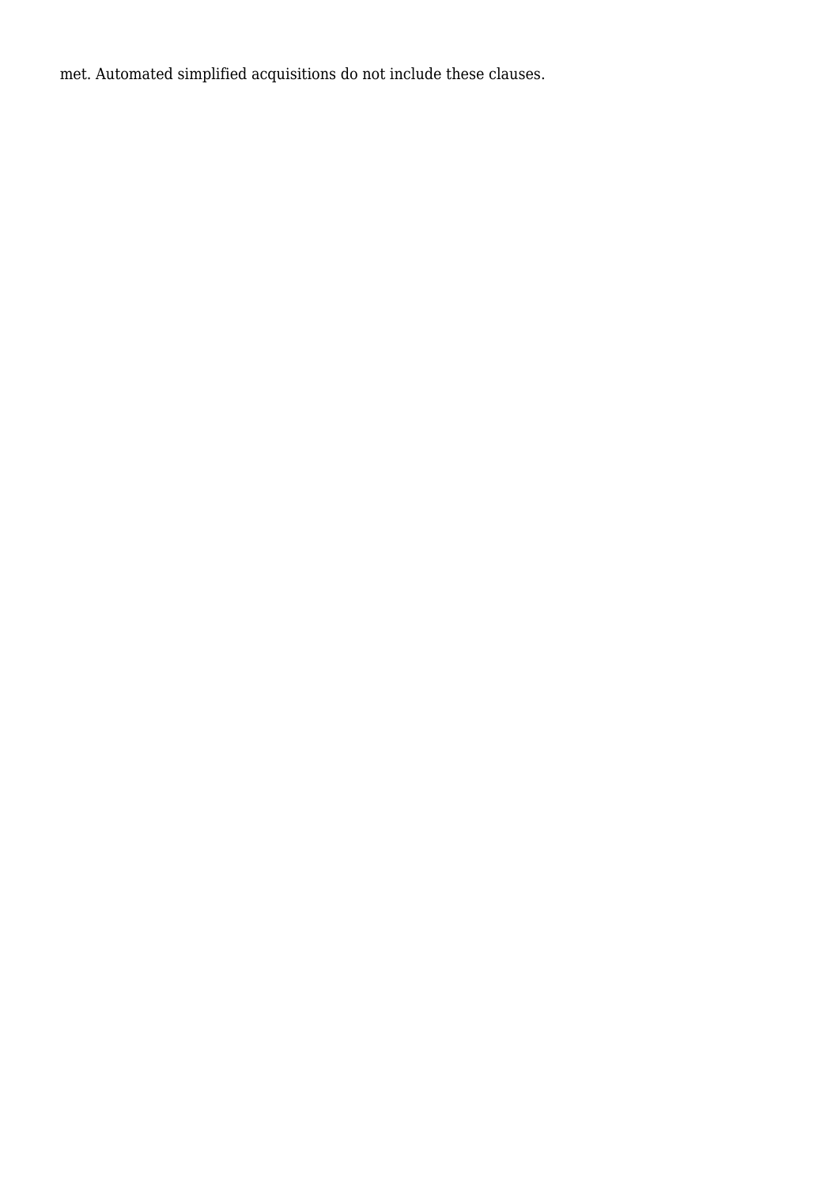met. Automated simplified acquisitions do not include these clauses.